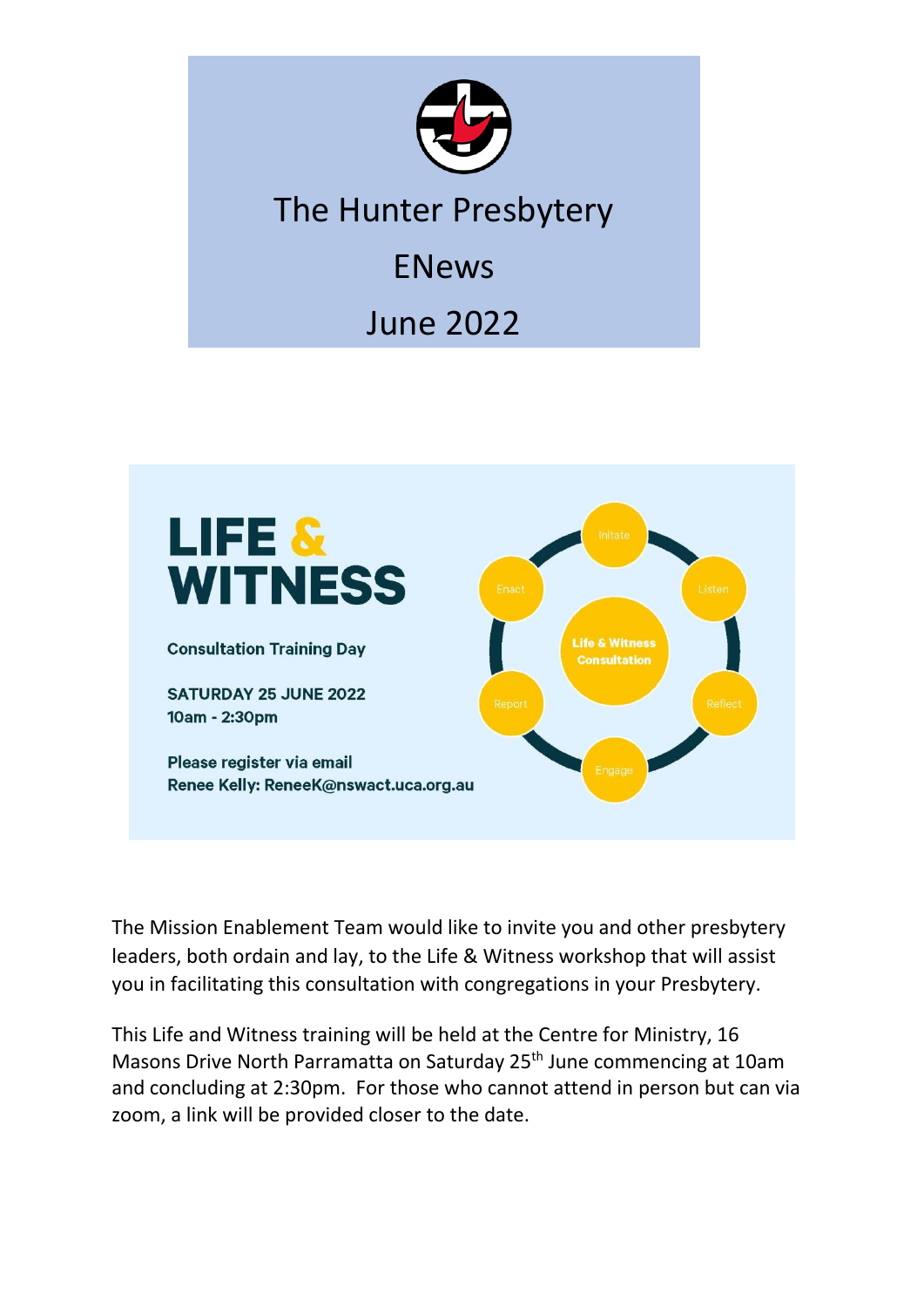# The Hunter Presbytery

## ENews

## June 2022

**LIFE & WITNESS**

**Consultation Training Day**

**SATURDAY 25 JUNE 2022**
**10am - 2:30pm**

**Please register via email**
**Renee Kelly: ReneeK@nswact.uca.org.au**

Life & Witness Consultation: Initate, Listen, Reflect, Engage, Report, Enact

The Mission Enablement Team would like to invite you and other presbytery leaders, both ordain and lay, to the Life & Witness workshop that will assist you in facilitating this consultation with congregations in your Presbytery.

This Life and Witness training will be held at the Centre for Ministry, 16 Masons Drive North Parramatta on Saturday 25th June commencing at 10am and concluding at 2:30pm. For those who cannot attend in person but can via zoom, a link will be provided closer to the date.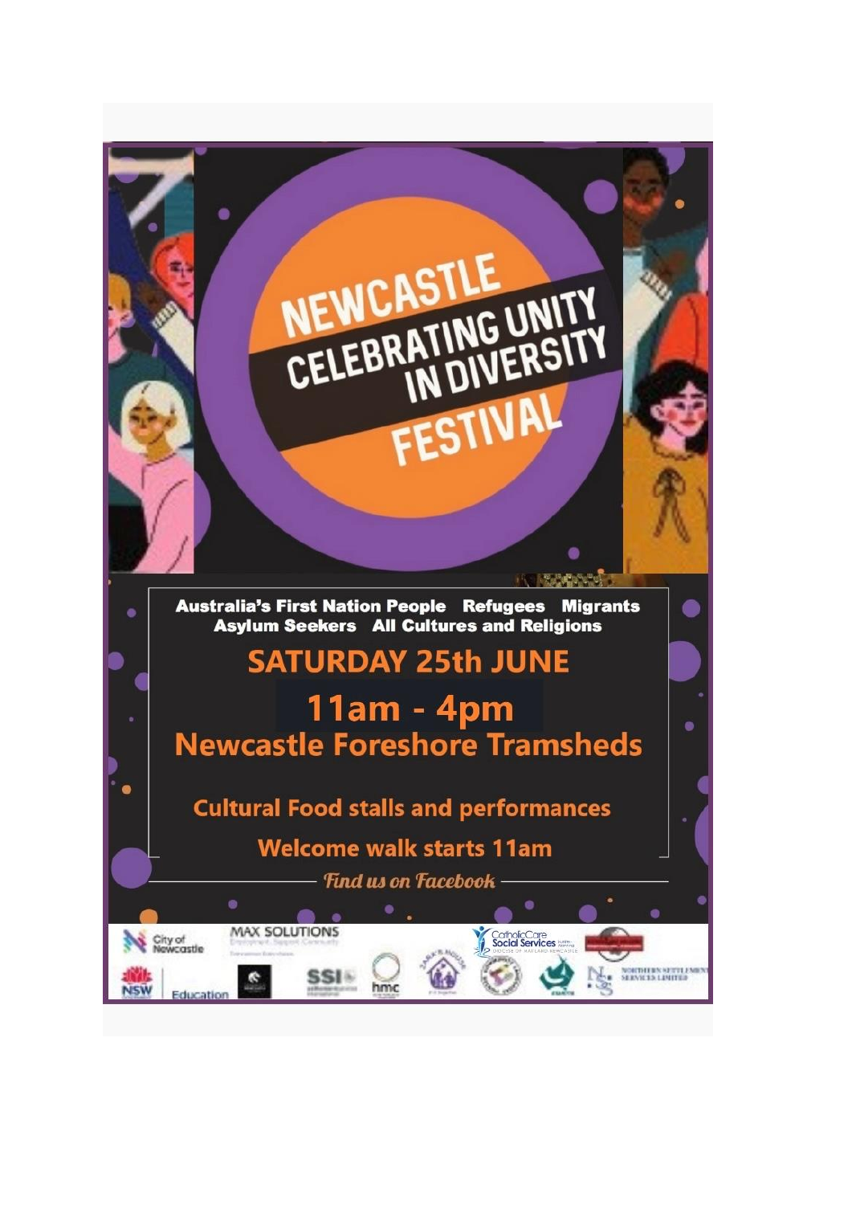# NEWCASTLE CELEBRATING UNITY IN DIVERSITY FESTIVAL

**Australia's First Nation People   Refugees   Migrants**
**Asylum Seekers   All Cultures and Religions**

## SATURDAY 25th JUNE

## 11am - 4pm

## Newcastle Foreshore Tramsheds

**Cultural Food stalls and performances**

**Welcome walk starts 11am**

*Find us on Facebook*

City of Newcastle | MAX SOLUTIONS | CatholicCare Social Services | NSW Education | SSI | hmc | Northern Settlement Services Limited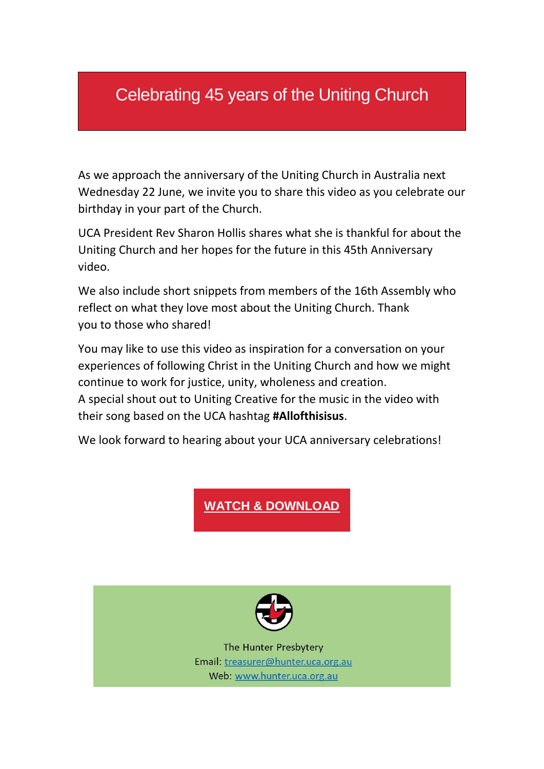# Celebrating 45 years of the Uniting Church

As we approach the anniversary of the Uniting Church in Australia next Wednesday 22 June, we invite you to share this video as you celebrate our birthday in your part of the Church.

UCA President Rev Sharon Hollis shares what she is thankful for about the Uniting Church and her hopes for the future in this 45th Anniversary video.

We also include short snippets from members of the 16th Assembly who reflect on what they love most about the Uniting Church. Thank you to those who shared!

You may like to use this video as inspiration for a conversation on your experiences of following Christ in the Uniting Church and how we might continue to work for justice, unity, wholeness and creation.
A special shout out to Uniting Creative for the music in the video with their song based on the UCA hashtag **#Allofthisisus**.

We look forward to hearing about your UCA anniversary celebrations!

**WATCH & DOWNLOAD**

The Hunter Presbytery
Email: treasurer@hunter.uca.org.au
Web: www.hunter.uca.org.au